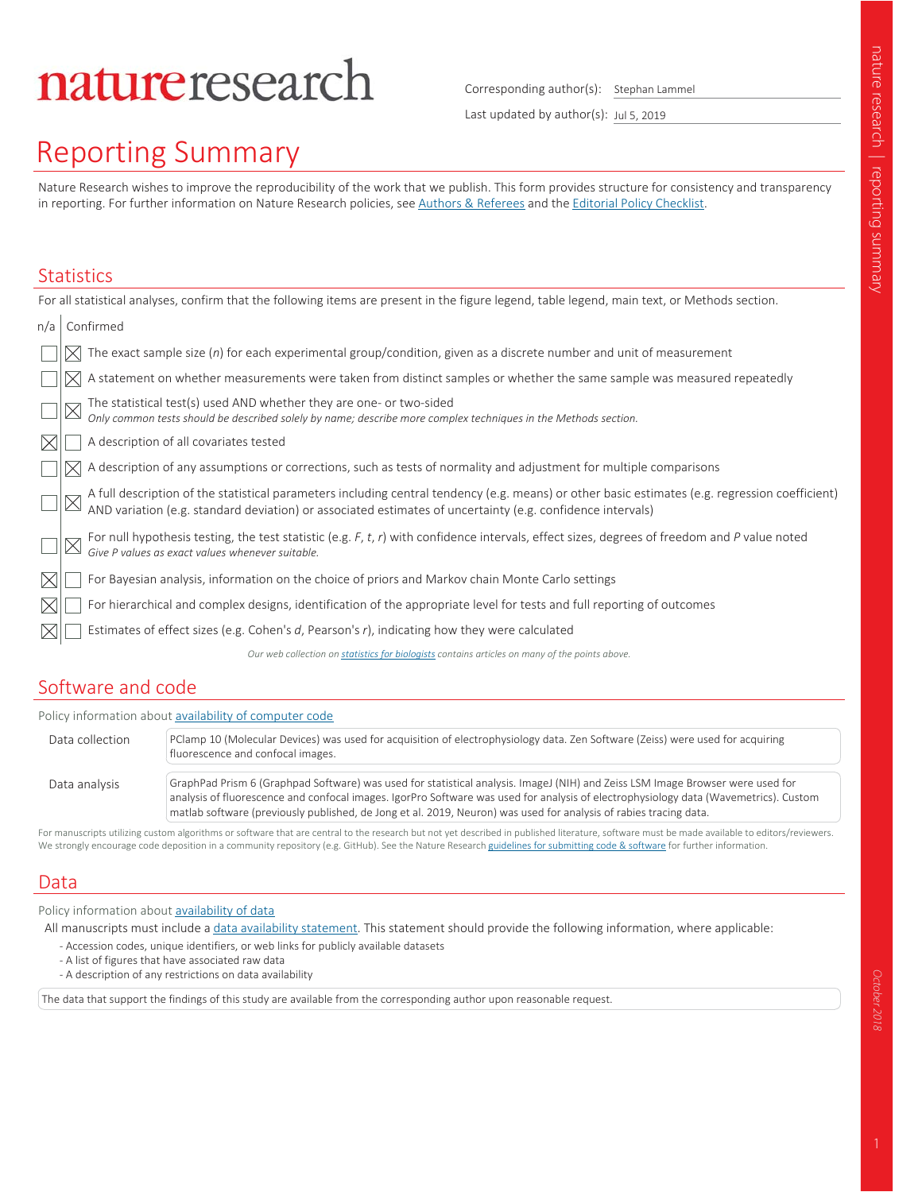# nature research

Corresponding author(s): Stephan Lammel

Last updated by author(s): Jul 5, 2019

# Reporting Summary

Nature Research wishes to improve the reproducibility of the work that we publish. This form provides structure for consistency and transparency in reporting. For further information on Nature Research policies, see Authors & Referees and the Editorial Policy Checklist.

## Statistics

For all statistical analyses, confirm that the following items are present in the figure legend, table legend, main text, or Methods section.

| n/a | Confirmed | |
|---|---|---|
| ☐ | ☒ | The exact sample size ($n$) for each experimental group/condition, given as a discrete number and unit of measurement |
| ☐ | ☒ | A statement on whether measurements were taken from distinct samples or whether the same sample was measured repeatedly |
| ☐ | ☒ | The statistical test(s) used AND whether they are one- or two-sided<br>*Only common tests should be described solely by name; describe more complex techniques in the Methods section.* |
| ☒ | ☐ | A description of all covariates tested |
| ☐ | ☒ | A description of any assumptions or corrections, such as tests of normality and adjustment for multiple comparisons |
| ☐ | ☒ | A full description of the statistical parameters including central tendency (e.g. means) or other basic estimates (e.g. regression coefficient) AND variation (e.g. standard deviation) or associated estimates of uncertainty (e.g. confidence intervals) |
| ☐ | ☒ | For null hypothesis testing, the test statistic (e.g. $F$, $t$, $r$) with confidence intervals, effect sizes, degrees of freedom and $P$ value noted<br>*Give P values as exact values whenever suitable.* |
| ☒ | ☐ | For Bayesian analysis, information on the choice of priors and Markov chain Monte Carlo settings |
| ☒ | ☐ | For hierarchical and complex designs, identification of the appropriate level for tests and full reporting of outcomes |
| ☒ | ☐ | Estimates of effect sizes (e.g. Cohen's $d$, Pearson's $r$), indicating how they were calculated |

*Our web collection on statistics for biologists contains articles on many of the points above.*

## Software and code

Policy information about availability of computer code

| | |
|---|---|
| Data collection | PClamp 10 (Molecular Devices) was used for acquisition of electrophysiology data. Zen Software (Zeiss) were used for acquiring fluorescence and confocal images. |
| Data analysis | GraphPad Prism 6 (Graphpad Software) was used for statistical analysis. ImageJ (NIH) and Zeiss LSM Image Browser were used for analysis of fluorescence and confocal images. IgorPro Software was used for analysis of electrophysiology data (Wavemetrics). Custom matlab software (previously published, de Jong et al. 2019, Neuron) was used for analysis of rabies tracing data. |

For manuscripts utilizing custom algorithms or software that are central to the research but not yet described in published literature, software must be made available to editors/reviewers. We strongly encourage code deposition in a community repository (e.g. GitHub). See the Nature Research guidelines for submitting code & software for further information.

## Data

Policy information about availability of data

All manuscripts must include a data availability statement. This statement should provide the following information, where applicable:

- Accession codes, unique identifiers, or web links for publicly available datasets
- A list of figures that have associated raw data
- A description of any restrictions on data availability

The data that support the findings of this study are available from the corresponding author upon reasonable request.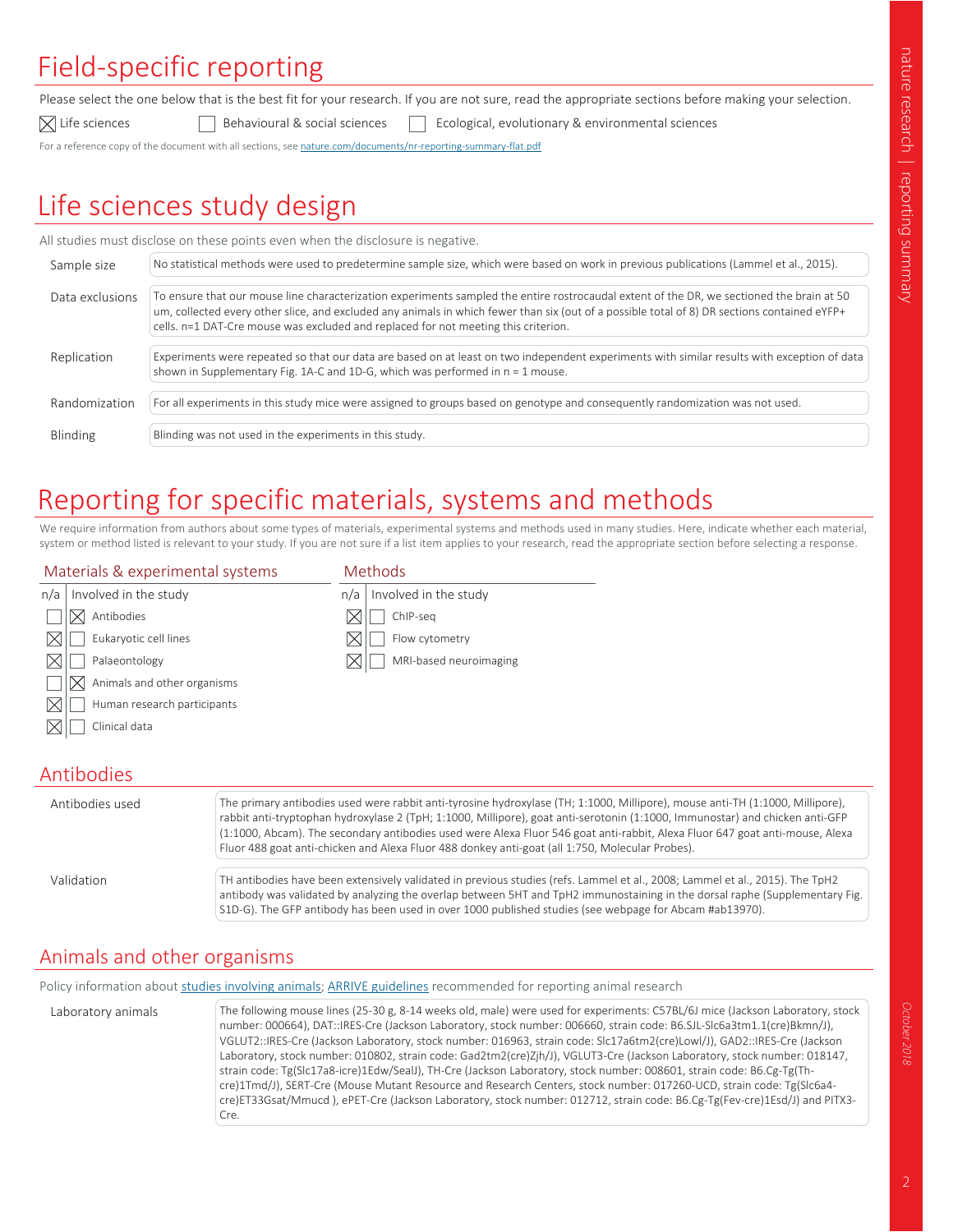# Field-specific reporting

Please select the one below that is the best fit for your research. If you are not sure, read the appropriate sections before making your selection.

☒ Life sciences ☐ Behavioural & social sciences ☐ Ecological, evolutionary & environmental sciences

For a reference copy of the document with all sections, see nature.com/documents/nr-reporting-summary-flat.pdf

# Life sciences study design

All studies must disclose on these points even when the disclosure is negative.

| | |
|---|---|
| Sample size | No statistical methods were used to predetermine sample size, which were based on work in previous publications (Lammel et al., 2015). |
| Data exclusions | To ensure that our mouse line characterization experiments sampled the entire rostrocaudal extent of the DR, we sectioned the brain at 50 um, collected every other slice, and excluded any animals in which fewer than six (out of a possible total of 8) DR sections contained eYFP+ cells. n=1 DAT-Cre mouse was excluded and replaced for not meeting this criterion. |
| Replication | Experiments were repeated so that our data are based on at least on two independent experiments with similar results with exception of data shown in Supplementary Fig. 1A-C and 1D-G, which was performed in n = 1 mouse. |
| Randomization | For all experiments in this study mice were assigned to groups based on genotype and consequently randomization was not used. |
| Blinding | Blinding was not used in the experiments in this study. |

# Reporting for specific materials, systems and methods

We require information from authors about some types of materials, experimental systems and methods used in many studies. Here, indicate whether each material, system or method listed is relevant to your study. If you are not sure if a list item applies to your research, read the appropriate section before selecting a response.

## Materials & experimental systems

| n/a | Involved in the study |
|---|---|
| ☐ | ☒ Antibodies |
| ☒ | ☐ Eukaryotic cell lines |
| ☒ | ☐ Palaeontology |
| ☐ | ☒ Animals and other organisms |
| ☒ | ☐ Human research participants |
| ☒ | ☐ Clinical data |

## Methods

| n/a | Involved in the study |
|---|---|
| ☒ | ☐ ChIP-seq |
| ☒ | ☐ Flow cytometry |
| ☒ | ☐ MRI-based neuroimaging |

## Antibodies

| | |
|---|---|
| Antibodies used | The primary antibodies used were rabbit anti-tyrosine hydroxylase (TH; 1:1000, Millipore), mouse anti-TH (1:1000, Millipore), rabbit anti-tryptophan hydroxylase 2 (TpH; 1:1000, Millipore), goat anti-serotonin (1:1000, Immunostar) and chicken anti-GFP (1:1000, Abcam). The secondary antibodies used were Alexa Fluor 546 goat anti-rabbit, Alexa Fluor 647 goat anti-mouse, Alexa Fluor 488 goat anti-chicken and Alexa Fluor 488 donkey anti-goat (all 1:750, Molecular Probes). |
| Validation | TH antibodies have been extensively validated in previous studies (refs. Lammel et al., 2008; Lammel et al., 2015). The TpH2 antibody was validated by analyzing the overlap between 5HT and TpH2 immunostaining in the dorsal raphe (Supplementary Fig. S1D-G). The GFP antibody has been used in over 1000 published studies (see webpage for Abcam #ab13970). |

## Animals and other organisms

Policy information about studies involving animals; ARRIVE guidelines recommended for reporting animal research

| | |
|---|---|
| Laboratory animals | The following mouse lines (25-30 g, 8-14 weeks old, male) were used for experiments: C57BL/6J mice (Jackson Laboratory, stock number: 000664), DAT::IRES-Cre (Jackson Laboratory, stock number: 006660, strain code: B6.SJL-Slc6a3tm1.1(cre)Bkmn/J), VGLUT2::IRES-Cre (Jackson Laboratory, stock number: 016963, strain code: Slc17a6tm2(cre)Lowl/J), GAD2::IRES-Cre (Jackson Laboratory, stock number: 010802, strain code: Gad2tm2(cre)Zjh/J), VGLUT3-Cre (Jackson Laboratory, stock number: 018147, strain code: Tg(Slc17a8-icre)1Edw/SealJ), TH-Cre (Jackson Laboratory, stock number: 008601, strain code: B6.Cg-Tg(Th-cre)1Tmd/J), SERT-Cre (Mouse Mutant Resource and Research Centers, stock number: 017260-UCD, strain code: Tg(Slc6a4-cre)ET33Gsat/Mmucd ), ePET-Cre (Jackson Laboratory, stock number: 012712, strain code: B6.Cg-Tg(Fev-cre)1Esd/J) and PITX3-Cre. |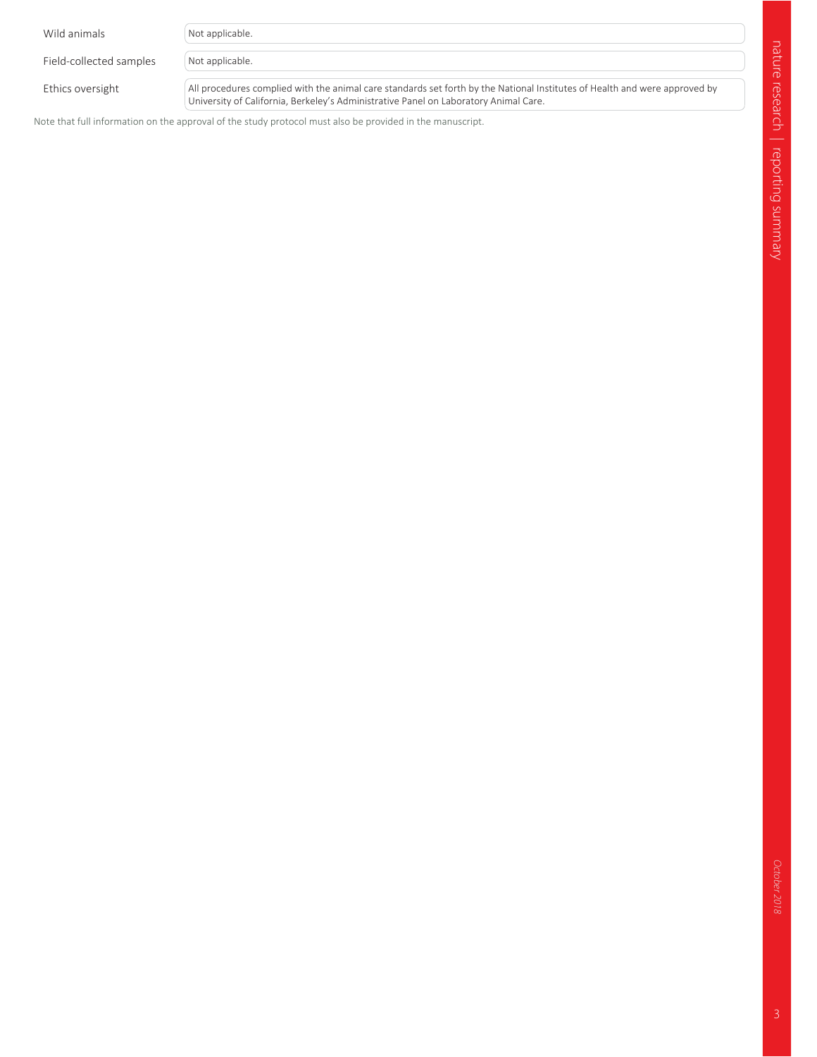| | |
|---|---|
| Wild animals | Not applicable. |
| Field-collected samples | Not applicable. |
| Ethics oversight | All procedures complied with the animal care standards set forth by the National Institutes of Health and were approved by University of California, Berkeley's Administrative Panel on Laboratory Animal Care. |

Note that full information on the approval of the study protocol must also be provided in the manuscript.